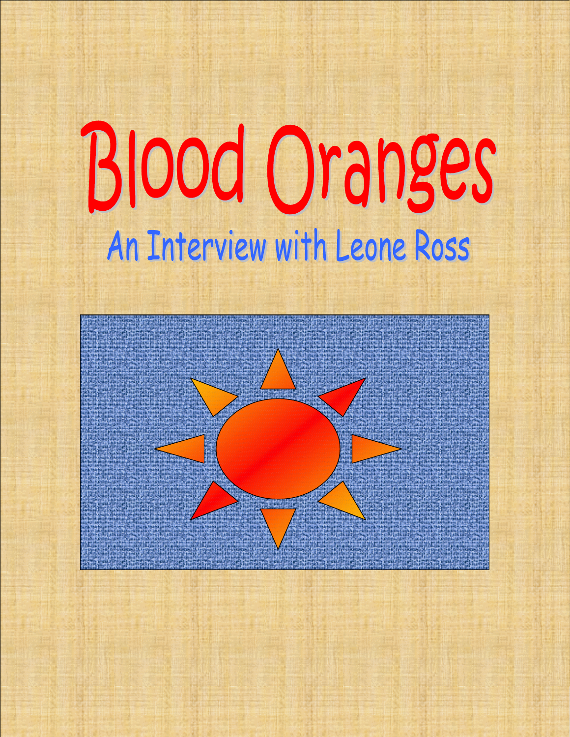# Blood Oranges

## An Interview with Leone Ross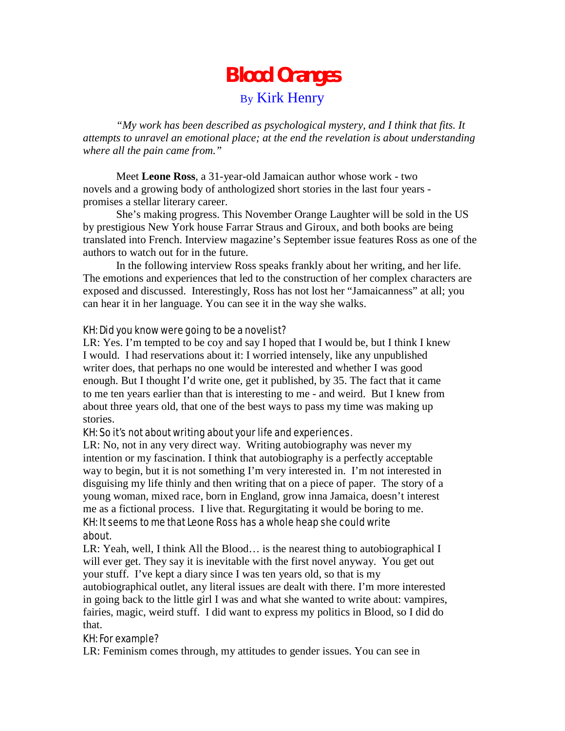# Blood Oranges

By Kirk Henry

*"My work has been described as psychological mystery, and I think that fits. It attempts to unravel an emotional place; at the end the revelation is about understanding where all the pain came from."*

Meet **Leone Ross**, a 31-year-old Jamaican author whose work - two novels and a growing body of anthologized short stories in the last four years - promises a stellar literary career.

She's making progress. This November Orange Laughter will be sold in the US by prestigious New York house Farrar Straus and Giroux, and both books are being translated into French. Interview magazine's September issue features Ross as one of the authors to watch out for in the future.

In the following interview Ross speaks frankly about her writing, and her life. The emotions and experiences that led to the construction of her complex characters are exposed and discussed. Interestingly, Ross has not lost her "Jamaicanness" at all; you can hear it in her language. You can see it in the way she walks.

KH: Did you know were going to be a novelist?

LR: Yes. I'm tempted to be coy and say I hoped that I would be, but I think I knew I would. I had reservations about it: I worried intensely, like any unpublished writer does, that perhaps no one would be interested and whether I was good enough. But I thought I'd write one, get it published, by 35. The fact that it came to me ten years earlier than that is interesting to me - and weird. But I knew from about three years old, that one of the best ways to pass my time was making up stories.

KH: So it's not about writing about your life and experiences.

LR: No, not in any very direct way. Writing autobiography was never my intention or my fascination. I think that autobiography is a perfectly acceptable way to begin, but it is not something I'm very interested in. I'm not interested in disguising my life thinly and then writing that on a piece of paper. The story of a young woman, mixed race, born in England, grow inna Jamaica, doesn't interest me as a fictional process. I live that. Regurgitating it would be boring to me.

KH: It seems to me that Leone Ross has a whole heap she could write about.

LR: Yeah, well, I think All the Blood… is the nearest thing to autobiographical I will ever get. They say it is inevitable with the first novel anyway. You get out your stuff. I've kept a diary since I was ten years old, so that is my autobiographical outlet, any literal issues are dealt with there. I'm more interested in going back to the little girl I was and what she wanted to write about: vampires, fairies, magic, weird stuff. I did want to express my politics in Blood, so I did do that.

KH: For example?

LR: Feminism comes through, my attitudes to gender issues. You can see in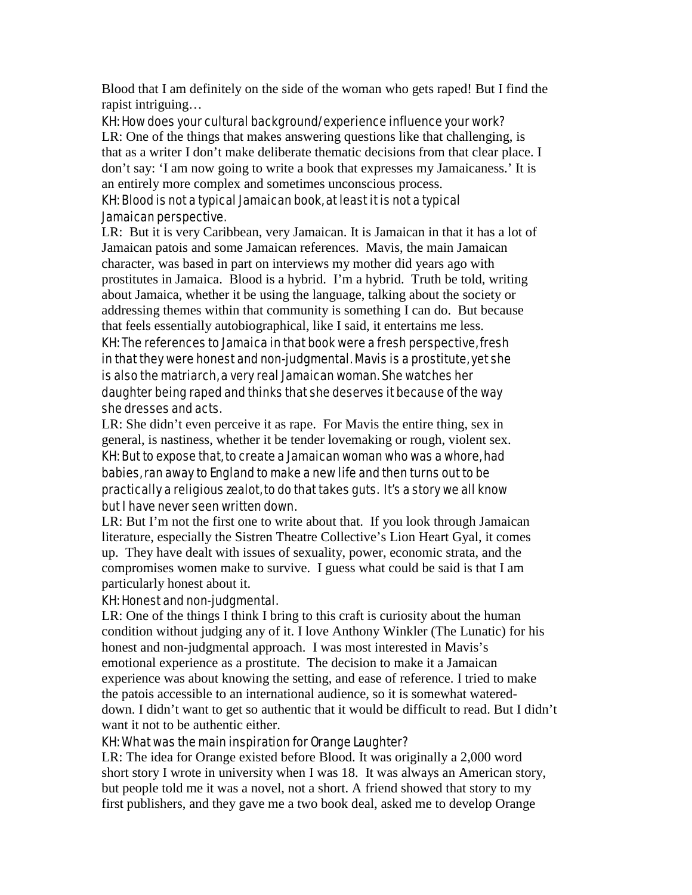Blood that I am definitely on the side of the woman who gets raped! But I find the rapist intriguing…

KH: How does your cultural background/experience influence your work?

LR: One of the things that makes answering questions like that challenging, is that as a writer I don't make deliberate thematic decisions from that clear place. I don't say: 'I am now going to write a book that expresses my Jamaicaness.' It is an entirely more complex and sometimes unconscious process.

KH: Blood is not a typical Jamaican book, at least it is not a typical Jamaican perspective.

LR: But it is very Caribbean, very Jamaican. It is Jamaican in that it has a lot of Jamaican patois and some Jamaican references. Mavis, the main Jamaican character, was based in part on interviews my mother did years ago with prostitutes in Jamaica. Blood is a hybrid. I'm a hybrid. Truth be told, writing about Jamaica, whether it be using the language, talking about the society or addressing themes within that community is something I can do. But because that feels essentially autobiographical, like I said, it entertains me less.

KH: The references to Jamaica in that book were a fresh perspective, fresh in that they were honest and non-judgmental. Mavis is a prostitute, yet she is also the matriarch, a very real Jamaican woman. She watches her daughter being raped and thinks that she deserves it because of the way she dresses and acts.

LR: She didn't even perceive it as rape. For Mavis the entire thing, sex in general, is nastiness, whether it be tender lovemaking or rough, violent sex.

KH: But to expose that, to create a Jamaican woman who was a whore, had babies, ran away to England to make a new life and then turns out to be practically a religious zealot, to do that takes guts. It's a story we all know but I have never seen written down.

LR: But I'm not the first one to write about that. If you look through Jamaican literature, especially the Sistren Theatre Collective's Lion Heart Gyal, it comes up. They have dealt with issues of sexuality, power, economic strata, and the compromises women make to survive. I guess what could be said is that I am particularly honest about it.

KH: Honest and non-judgmental.

LR: One of the things I think I bring to this craft is curiosity about the human condition without judging any of it. I love Anthony Winkler (The Lunatic) for his honest and non-judgmental approach. I was most interested in Mavis's emotional experience as a prostitute. The decision to make it a Jamaican experience was about knowing the setting, and ease of reference. I tried to make the patois accessible to an international audience, so it is somewhat watered-down. I didn't want to get so authentic that it would be difficult to read. But I didn't want it not to be authentic either.

KH: What was the main inspiration for Orange Laughter?

LR: The idea for Orange existed before Blood. It was originally a 2,000 word short story I wrote in university when I was 18. It was always an American story, but people told me it was a novel, not a short. A friend showed that story to my first publishers, and they gave me a two book deal, asked me to develop Orange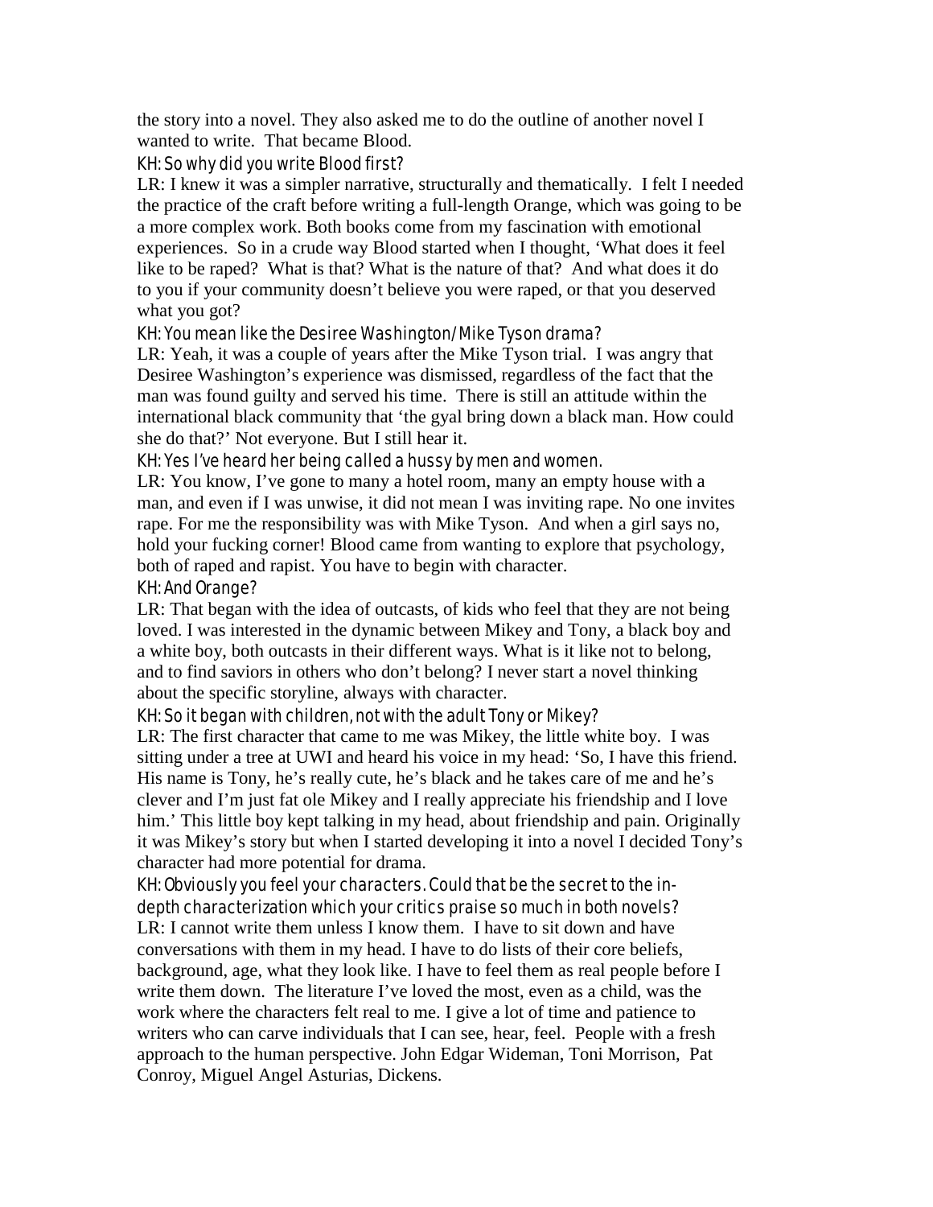the story into a novel. They also asked me to do the outline of another novel I wanted to write. That became Blood.

*KH: So why did you write Blood first?*

LR: I knew it was a simpler narrative, structurally and thematically. I felt I needed the practice of the craft before writing a full-length Orange, which was going to be a more complex work. Both books come from my fascination with emotional experiences. So in a crude way Blood started when I thought, 'What does it feel like to be raped? What is that? What is the nature of that? And what does it do to you if your community doesn't believe you were raped, or that you deserved what you got?

*KH: You mean like the Desiree Washington/Mike Tyson drama?*

LR: Yeah, it was a couple of years after the Mike Tyson trial. I was angry that Desiree Washington's experience was dismissed, regardless of the fact that the man was found guilty and served his time. There is still an attitude within the international black community that 'the gyal bring down a black man. How could she do that?' Not everyone. But I still hear it.

*KH: Yes I've heard her being called a hussy by men and women.*

LR: You know, I've gone to many a hotel room, many an empty house with a man, and even if I was unwise, it did not mean I was inviting rape. No one invites rape. For me the responsibility was with Mike Tyson. And when a girl says no, hold your fucking corner! Blood came from wanting to explore that psychology, both of raped and rapist. You have to begin with character.

*KH: And Orange?*

LR: That began with the idea of outcasts, of kids who feel that they are not being loved. I was interested in the dynamic between Mikey and Tony, a black boy and a white boy, both outcasts in their different ways. What is it like not to belong, and to find saviors in others who don't belong? I never start a novel thinking about the specific storyline, always with character.

*KH: So it began with children, not with the adult Tony or Mikey?*

LR: The first character that came to me was Mikey, the little white boy. I was sitting under a tree at UWI and heard his voice in my head: 'So, I have this friend. His name is Tony, he's really cute, he's black and he takes care of me and he's clever and I'm just fat ole Mikey and I really appreciate his friendship and I love him.' This little boy kept talking in my head, about friendship and pain. Originally it was Mikey's story but when I started developing it into a novel I decided Tony's character had more potential for drama.

*KH: Obviously you feel your characters. Could that be the secret to the in-depth characterization which your critics praise so much in both novels?*

LR: I cannot write them unless I know them. I have to sit down and have conversations with them in my head. I have to do lists of their core beliefs, background, age, what they look like. I have to feel them as real people before I write them down. The literature I've loved the most, even as a child, was the work where the characters felt real to me. I give a lot of time and patience to writers who can carve individuals that I can see, hear, feel. People with a fresh approach to the human perspective. John Edgar Wideman, Toni Morrison, Pat Conroy, Miguel Angel Asturias, Dickens.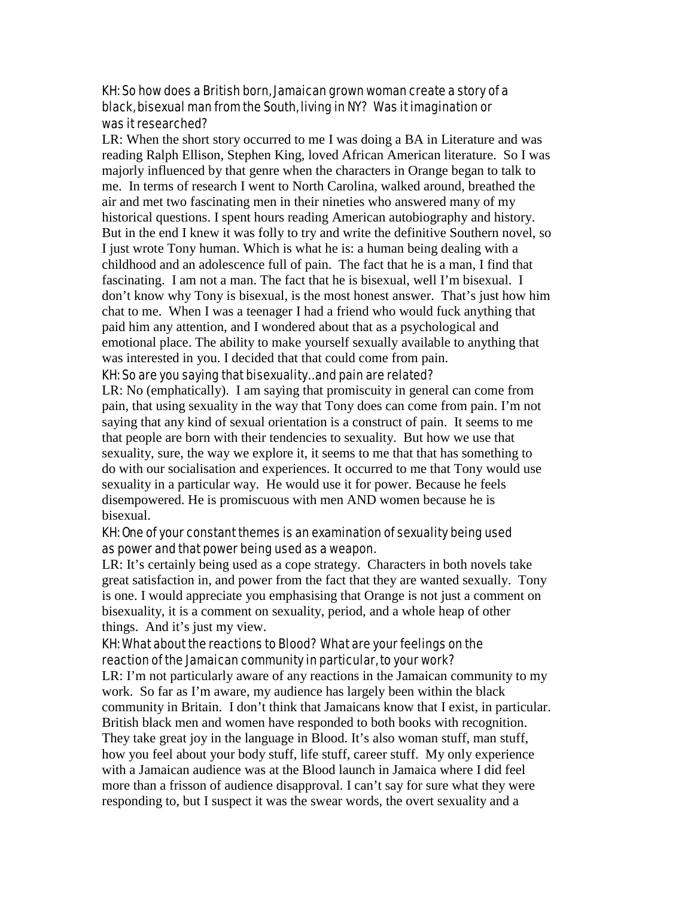KH: So how does a British born, Jamaican grown woman create a story of a black, bisexual man from the South, living in NY? Was it imagination or was it researched?

LR: When the short story occurred to me I was doing a BA in Literature and was reading Ralph Ellison, Stephen King, loved African American literature. So I was majorly influenced by that genre when the characters in Orange began to talk to me. In terms of research I went to North Carolina, walked around, breathed the air and met two fascinating men in their nineties who answered many of my historical questions. I spent hours reading American autobiography and history. But in the end I knew it was folly to try and write the definitive Southern novel, so I just wrote Tony human. Which is what he is: a human being dealing with a childhood and an adolescence full of pain. The fact that he is a man, I find that fascinating. I am not a man. The fact that he is bisexual, well I'm bisexual. I don't know why Tony is bisexual, is the most honest answer. That's just how him chat to me. When I was a teenager I had a friend who would fuck anything that paid him any attention, and I wondered about that as a psychological and emotional place. The ability to make yourself sexually available to anything that was interested in you. I decided that that could come from pain.

KH: So are you saying that bisexuality..and pain are related?

LR: No (emphatically). I am saying that promiscuity in general can come from pain, that using sexuality in the way that Tony does can come from pain. I'm not saying that any kind of sexual orientation is a construct of pain. It seems to me that people are born with their tendencies to sexuality. But how we use that sexuality, sure, the way we explore it, it seems to me that that has something to do with our socialisation and experiences. It occurred to me that Tony would use sexuality in a particular way. He would use it for power. Because he feels disempowered. He is promiscuous with men AND women because he is bisexual.

KH: One of your constant themes is an examination of sexuality being used as power and that power being used as a weapon.

LR: It's certainly being used as a cope strategy. Characters in both novels take great satisfaction in, and power from the fact that they are wanted sexually. Tony is one. I would appreciate you emphasising that Orange is not just a comment on bisexuality, it is a comment on sexuality, period, and a whole heap of other things. And it's just my view.

KH: What about the reactions to Blood? What are your feelings on the reaction of the Jamaican community in particular, to your work?

LR: I'm not particularly aware of any reactions in the Jamaican community to my work. So far as I'm aware, my audience has largely been within the black community in Britain. I don't think that Jamaicans know that I exist, in particular. British black men and women have responded to both books with recognition. They take great joy in the language in Blood. It's also woman stuff, man stuff, how you feel about your body stuff, life stuff, career stuff. My only experience with a Jamaican audience was at the Blood launch in Jamaica where I did feel more than a frisson of audience disapproval. I can't say for sure what they were responding to, but I suspect it was the swear words, the overt sexuality and a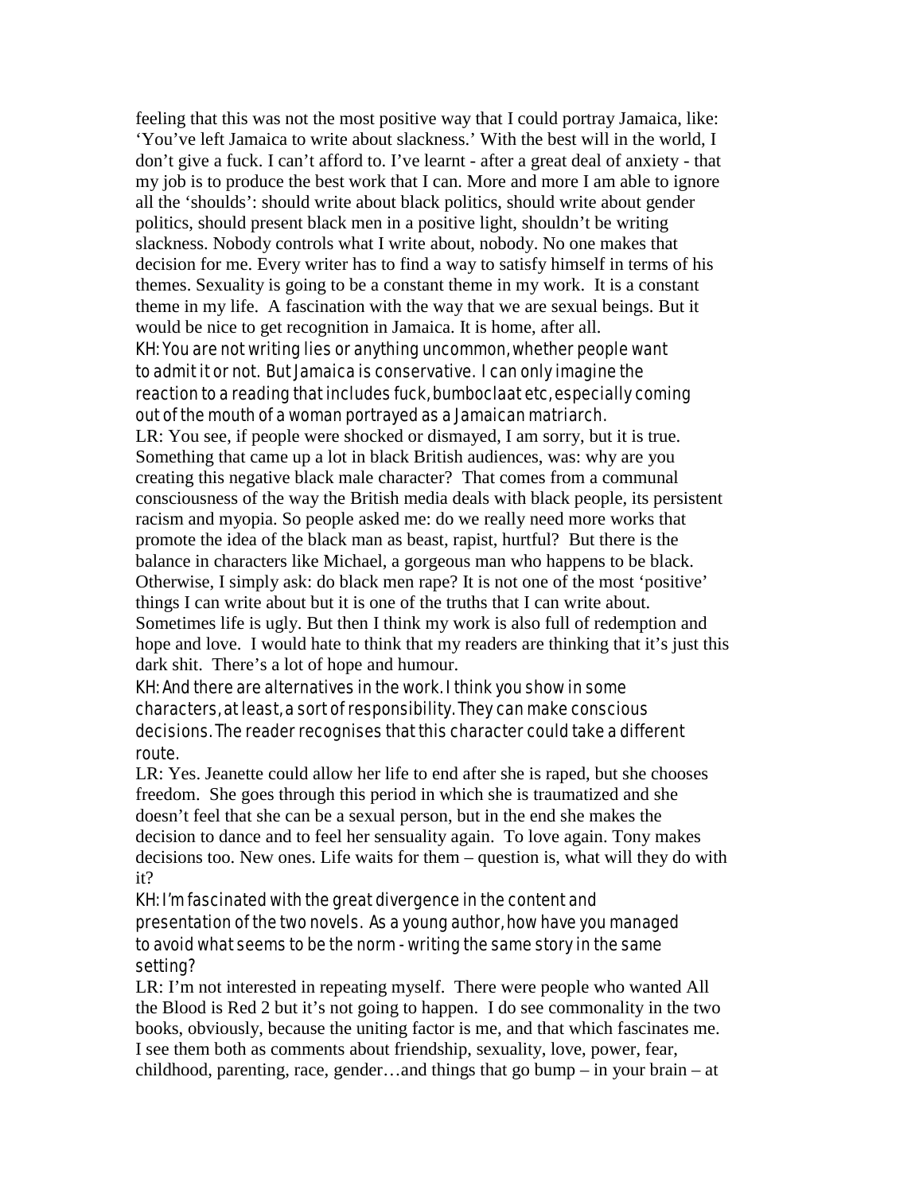feeling that this was not the most positive way that I could portray Jamaica, like: 'You've left Jamaica to write about slackness.' With the best will in the world, I don't give a fuck. I can't afford to. I've learnt - after a great deal of anxiety - that my job is to produce the best work that I can. More and more I am able to ignore all the 'shoulds': should write about black politics, should write about gender politics, should present black men in a positive light, shouldn't be writing slackness. Nobody controls what I write about, nobody. No one makes that decision for me. Every writer has to find a way to satisfy himself in terms of his themes. Sexuality is going to be a constant theme in my work. It is a constant theme in my life. A fascination with the way that we are sexual beings. But it would be nice to get recognition in Jamaica. It is home, after all.

KH: You are not writing lies or anything uncommon, whether people want to admit it or not. But Jamaica is conservative. I can only imagine the reaction to a reading that includes fuck, bumboclaat etc, especially coming out of the mouth of a woman portrayed as a Jamaican matriarch.

LR: You see, if people were shocked or dismayed, I am sorry, but it is true. Something that came up a lot in black British audiences, was: why are you creating this negative black male character? That comes from a communal consciousness of the way the British media deals with black people, its persistent racism and myopia. So people asked me: do we really need more works that promote the idea of the black man as beast, rapist, hurtful? But there is the balance in characters like Michael, a gorgeous man who happens to be black. Otherwise, I simply ask: do black men rape? It is not one of the most 'positive' things I can write about but it is one of the truths that I can write about. Sometimes life is ugly. But then I think my work is also full of redemption and hope and love. I would hate to think that my readers are thinking that it's just this dark shit. There's a lot of hope and humour.

KH: And there are alternatives in the work. I think you show in some characters, at least, a sort of responsibility. They can make conscious decisions. The reader recognises that this character could take a different route.

LR: Yes. Jeanette could allow her life to end after she is raped, but she chooses freedom. She goes through this period in which she is traumatized and she doesn't feel that she can be a sexual person, but in the end she makes the decision to dance and to feel her sensuality again. To love again. Tony makes decisions too. New ones. Life waits for them – question is, what will they do with it?

KH: I'm fascinated with the great divergence in the content and presentation of the two novels. As a young author, how have you managed to avoid what seems to be the norm - writing the same story in the same setting?

LR: I'm not interested in repeating myself. There were people who wanted All the Blood is Red 2 but it's not going to happen. I do see commonality in the two books, obviously, because the uniting factor is me, and that which fascinates me. I see them both as comments about friendship, sexuality, love, power, fear, childhood, parenting, race, gender…and things that go bump – in your brain – at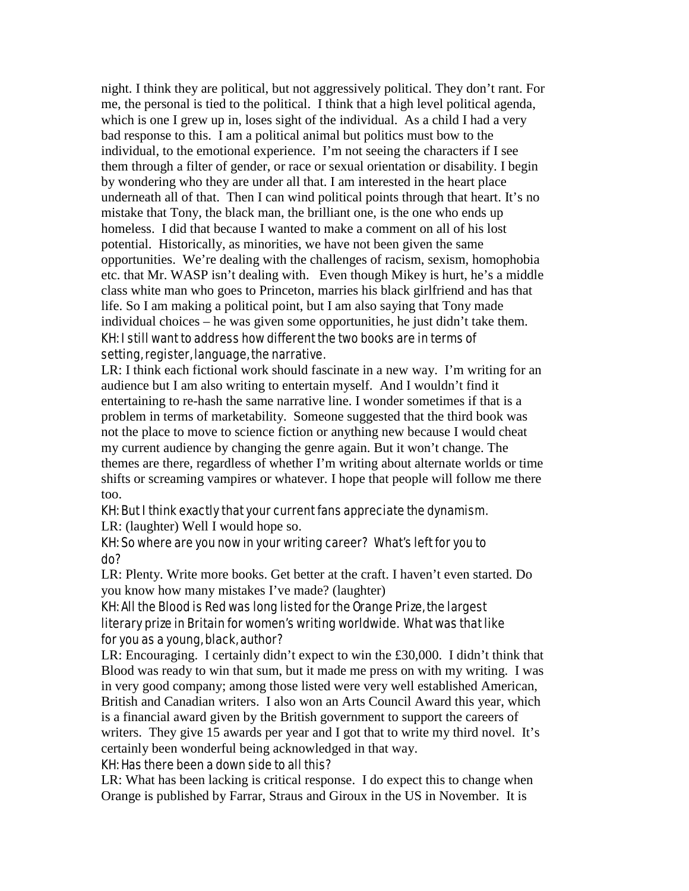night. I think they are political, but not aggressively political. They don't rant. For me, the personal is tied to the political. I think that a high level political agenda, which is one I grew up in, loses sight of the individual. As a child I had a very bad response to this. I am a political animal but politics must bow to the individual, to the emotional experience. I'm not seeing the characters if I see them through a filter of gender, or race or sexual orientation or disability. I begin by wondering who they are under all that. I am interested in the heart place underneath all of that. Then I can wind political points through that heart. It's no mistake that Tony, the black man, the brilliant one, is the one who ends up homeless. I did that because I wanted to make a comment on all of his lost potential. Historically, as minorities, we have not been given the same opportunities. We're dealing with the challenges of racism, sexism, homophobia etc. that Mr. WASP isn't dealing with. Even though Mikey is hurt, he's a middle class white man who goes to Princeton, marries his black girlfriend and has that life. So I am making a political point, but I am also saying that Tony made individual choices – he was given some opportunities, he just didn't take them.

KH: I still want to address how different the two books are in terms of setting, register, language, the narrative.

LR: I think each fictional work should fascinate in a new way. I'm writing for an audience but I am also writing to entertain myself. And I wouldn't find it entertaining to re-hash the same narrative line. I wonder sometimes if that is a problem in terms of marketability. Someone suggested that the third book was not the place to move to science fiction or anything new because I would cheat my current audience by changing the genre again. But it won't change. The themes are there, regardless of whether I'm writing about alternate worlds or time shifts or screaming vampires or whatever. I hope that people will follow me there too.

KH: But I think exactly that your current fans appreciate the dynamism.

LR: (laughter) Well I would hope so.

KH: So where are you now in your writing career? What's left for you to do?

LR: Plenty. Write more books. Get better at the craft. I haven't even started. Do you know how many mistakes I've made? (laughter)

KH: All the Blood is Red was long listed for the Orange Prize, the largest literary prize in Britain for women's writing worldwide. What was that like for you as a young, black, author?

LR: Encouraging. I certainly didn't expect to win the £30,000. I didn't think that Blood was ready to win that sum, but it made me press on with my writing. I was in very good company; among those listed were very well established American, British and Canadian writers. I also won an Arts Council Award this year, which is a financial award given by the British government to support the careers of writers. They give 15 awards per year and I got that to write my third novel. It's certainly been wonderful being acknowledged in that way.

KH: Has there been a down side to all this?

LR: What has been lacking is critical response. I do expect this to change when Orange is published by Farrar, Straus and Giroux in the US in November. It is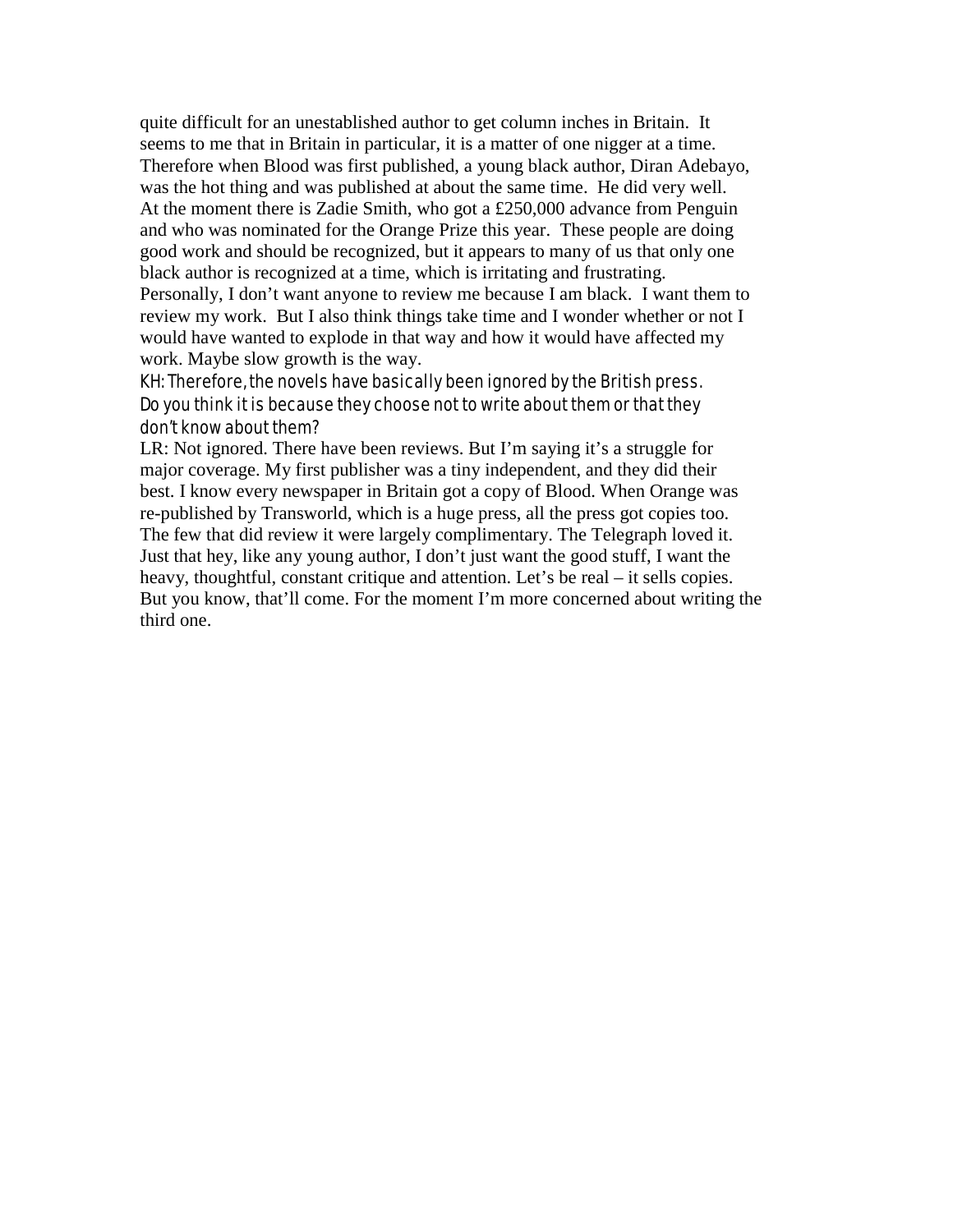quite difficult for an unestablished author to get column inches in Britain. It seems to me that in Britain in particular, it is a matter of one nigger at a time. Therefore when Blood was first published, a young black author, Diran Adebayo, was the hot thing and was published at about the same time. He did very well. At the moment there is Zadie Smith, who got a £250,000 advance from Penguin and who was nominated for the Orange Prize this year. These people are doing good work and should be recognized, but it appears to many of us that only one black author is recognized at a time, which is irritating and frustrating. Personally, I don't want anyone to review me because I am black. I want them to review my work. But I also think things take time and I wonder whether or not I would have wanted to explode in that way and how it would have affected my work. Maybe slow growth is the way.

KH: Therefore, the novels have basically been ignored by the British press. Do you think it is because they choose not to write about them or that they don't know about them?

LR: Not ignored. There have been reviews. But I'm saying it's a struggle for major coverage. My first publisher was a tiny independent, and they did their best. I know every newspaper in Britain got a copy of Blood. When Orange was re-published by Transworld, which is a huge press, all the press got copies too. The few that did review it were largely complimentary. The Telegraph loved it. Just that hey, like any young author, I don't just want the good stuff, I want the heavy, thoughtful, constant critique and attention. Let's be real – it sells copies. But you know, that'll come. For the moment I'm more concerned about writing the third one.